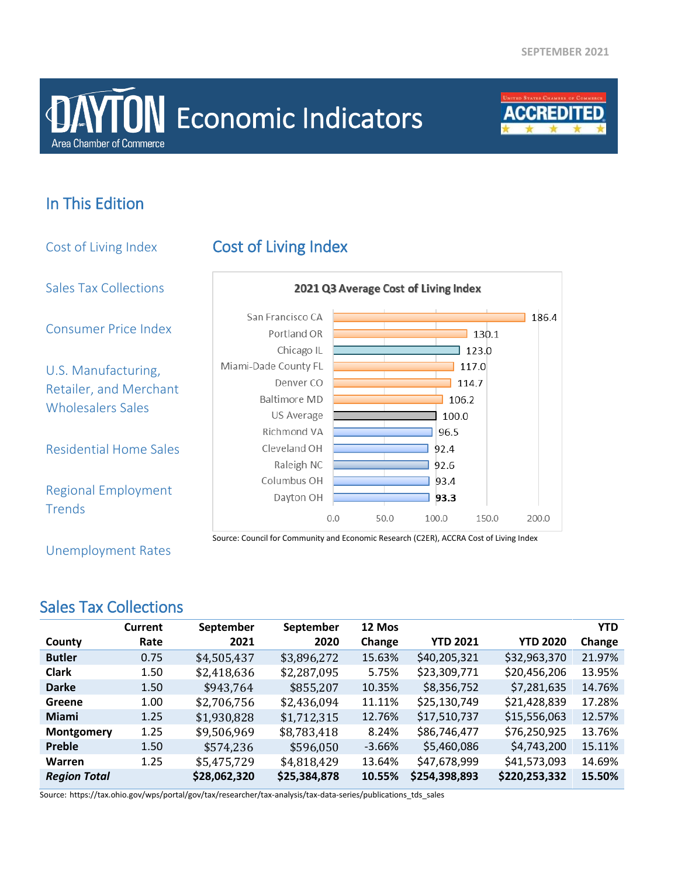SEPTEMBER 2021

# Dayton Area Chamber of Commerce Economic Indicators

United States Chamber of Commerce ACCREDITED

## In This Edition

- Cost of Living Index
- Sales Tax Collections
- Consumer Price Index
- U.S. Manufacturing, Retailer, and Merchant Wholesalers Sales
- Residential Home Sales
- Regional Employment Trends
- Unemployment Rates

## Cost of Living Index

**2021 Q3 Average Cost of Living Index**

| City | Index |
|---|---|
| San Francisco CA | 186.4 |
| Portland OR | 130.1 |
| Chicago IL | 123.0 |
| Miami-Dade County FL | 117.0 |
| Denver CO | 114.7 |
| Baltimore MD | 106.2 |
| US Average | 100.0 |
| Richmond VA | 96.5 |
| Cleveland OH | 92.4 |
| Raleigh NC | 92.6 |
| Columbus OH | 93.4 |
| Dayton OH | **93.3** |

Source: Council for Community and Economic Research (C2ER), ACCRA Cost of Living Index

## Sales Tax Collections

| County | Current Rate | September 2021 | September 2020 | 12 Mos Change | YTD 2021 | YTD 2020 | YTD Change |
|---|---|---|---|---|---|---|---|
| **Butler** | 0.75 | $4,505,437 | $3,896,272 | 15.63% | $40,205,321 | $32,963,370 | 21.97% |
| **Clark** | 1.50 | $2,418,636 | $2,287,095 | 5.75% | $23,309,771 | $20,456,206 | 13.95% |
| **Darke** | 1.50 | $943,764 | $855,207 | 10.35% | $8,356,752 | $7,281,635 | 14.76% |
| **Greene** | 1.00 | $2,706,756 | $2,436,094 | 11.11% | $25,130,749 | $21,428,839 | 17.28% |
| **Miami** | 1.25 | $1,930,828 | $1,712,315 | 12.76% | $17,510,737 | $15,556,063 | 12.57% |
| **Montgomery** | 1.25 | $9,506,969 | $8,783,418 | 8.24% | $86,746,477 | $76,250,925 | 13.76% |
| **Preble** | 1.50 | $574,236 | $596,050 | -3.66% | $5,460,086 | $4,743,200 | 15.11% |
| **Warren** | 1.25 | $5,475,729 | $4,818,429 | 13.64% | $47,678,999 | $41,573,093 | 14.69% |
| ***Region Total*** | | **$28,062,320** | **$25,384,878** | **10.55%** | **$254,398,893** | **$220,253,332** | **15.50%** |

Source: https://tax.ohio.gov/wps/portal/gov/tax/researcher/tax-analysis/tax-data-series/publications_tds_sales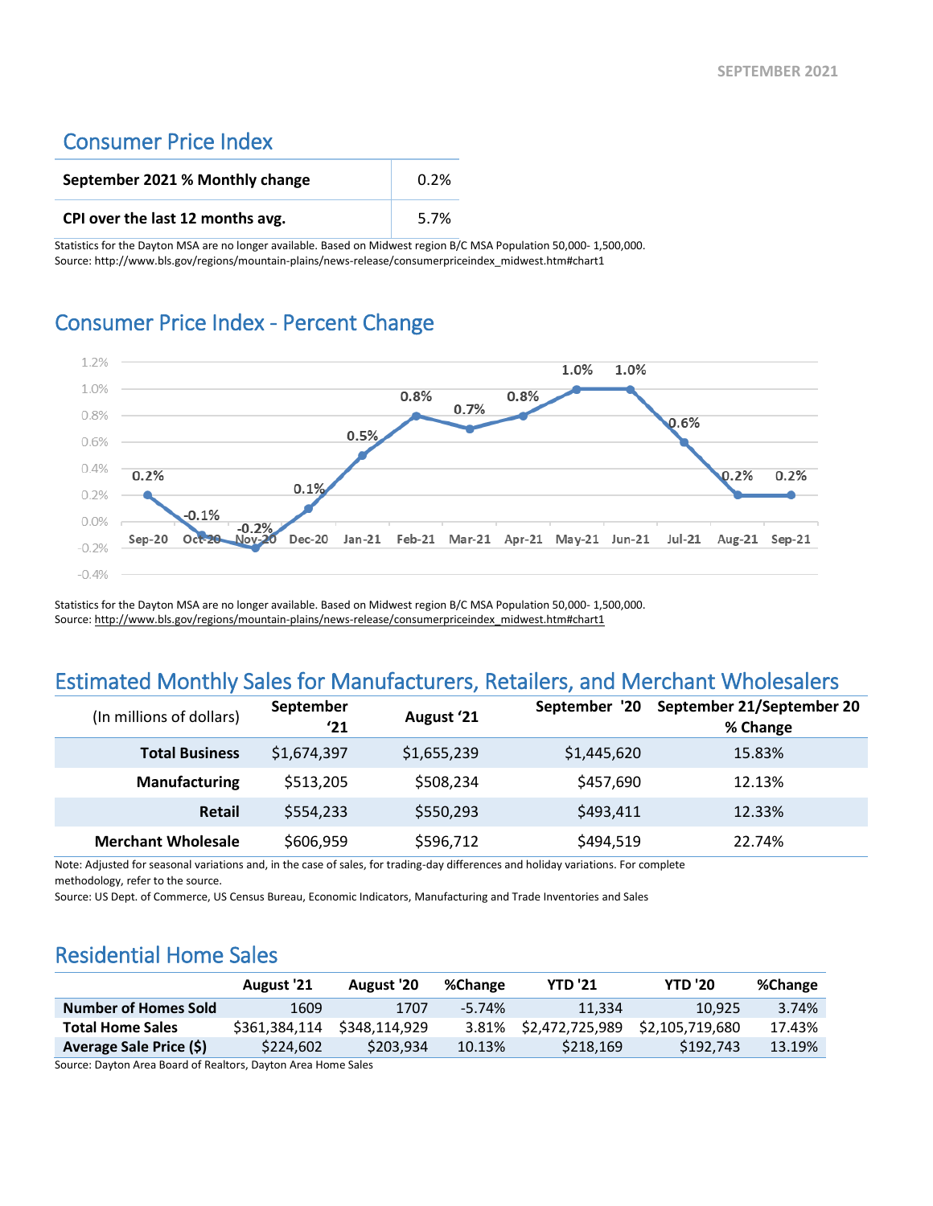## Consumer Price Index

| September 2021 % Monthly change | 0.2% |
|---|---|
| CPI over the last 12 months avg. | 5.7% |

Statistics for the Dayton MSA are no longer available. Based on Midwest region B/C MSA Population 50,000- 1,500,000.
Source: http://www.bls.gov/regions/mountain-plains/news-release/consumerpriceindex_midwest.htm#chart1

## Consumer Price Index - Percent Change

| Month | % Change |
|---|---|
| Sep-20 | 0.2% |
| Oct-20 | -0.1% |
| Nov-20 | -0.2% |
| Dec-20 | 0.1% |
| Jan-21 | 0.5% |
| Feb-21 | 0.8% |
| Mar-21 | 0.7% |
| Apr-21 | 0.8% |
| May-21 | 1.0% |
| Jun-21 | 1.0% |
| Jul-21 | 0.6% |
| Aug-21 | 0.2% |
| Sep-21 | 0.2% |

Statistics for the Dayton MSA are no longer available. Based on Midwest region B/C MSA Population 50,000- 1,500,000.
Source: http://www.bls.gov/regions/mountain-plains/news-release/consumerpriceindex_midwest.htm#chart1

## Estimated Monthly Sales for Manufacturers, Retailers, and Merchant Wholesalers

| (In millions of dollars) | September '21 | August '21 | September '20 | September 21/September 20 % Change |
|---|---|---|---|---|
| **Total Business** | $1,674,397 | $1,655,239 | $1,445,620 | 15.83% |
| **Manufacturing** | $513,205 | $508,234 | $457,690 | 12.13% |
| **Retail** | $554,233 | $550,293 | $493,411 | 12.33% |
| **Merchant Wholesale** | $606,959 | $596,712 | $494,519 | 22.74% |

Note: Adjusted for seasonal variations and, in the case of sales, for trading-day differences and holiday variations. For complete methodology, refer to the source.
Source: US Dept. of Commerce, US Census Bureau, Economic Indicators, Manufacturing and Trade Inventories and Sales

## Residential Home Sales

| | August '21 | August '20 | %Change | YTD '21 | YTD '20 | %Change |
|---|---|---|---|---|---|---|
| **Number of Homes Sold** | 1609 | 1707 | -5.74% | 11,334 | 10,925 | 3.74% |
| **Total Home Sales** | $361,384,114 | $348,114,929 | 3.81% | $2,472,725,989 | $2,105,719,680 | 17.43% |
| **Average Sale Price ($)** | $224,602 | $203,934 | 10.13% | $218,169 | $192,743 | 13.19% |

Source: Dayton Area Board of Realtors, Dayton Area Home Sales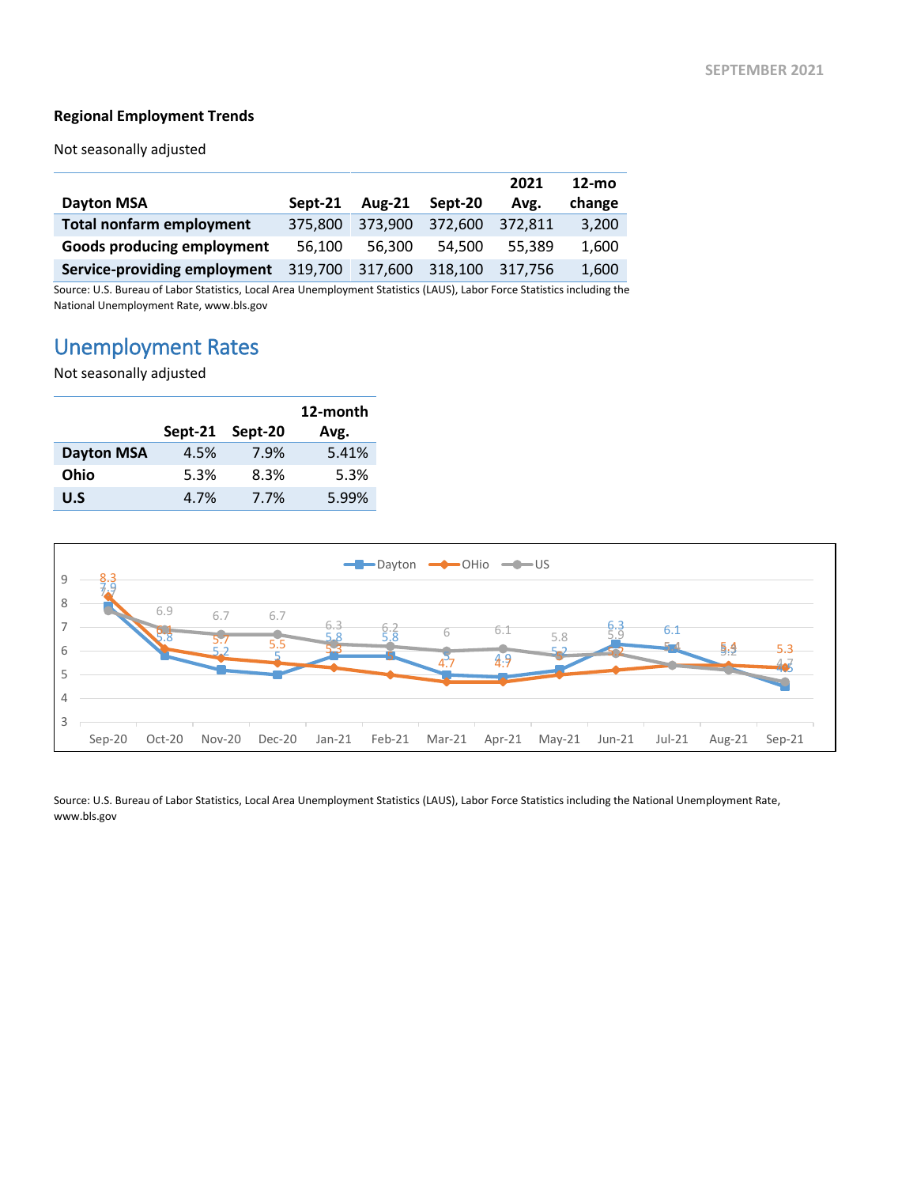### Regional Employment Trends

Not seasonally adjusted

| Dayton MSA | Sept-21 | Aug-21 | Sept-20 | 2021 Avg. | 12-mo change |
|---|---|---|---|---|---|
| **Total nonfarm employment** | 375,800 | 373,900 | 372,600 | 372,811 | 3,200 |
| **Goods producing employment** | 56,100 | 56,300 | 54,500 | 55,389 | 1,600 |
| **Service-providing employment** | 319,700 | 317,600 | 318,100 | 317,756 | 1,600 |

Source: U.S. Bureau of Labor Statistics, Local Area Unemployment Statistics (LAUS), Labor Force Statistics including the National Unemployment Rate, www.bls.gov

## Unemployment Rates

Not seasonally adjusted

| | Sept-21 | Sept-20 | 12-month Avg. |
|---|---|---|---|
| **Dayton MSA** | 4.5% | 7.9% | 5.41% |
| **Ohio** | 5.3% | 8.3% | 5.3% |
| **U.S** | 4.7% | 7.7% | 5.99% |

Dayton
OHio
US

9
8
7
6
5
4
3

Sep-20 Oct-20 Nov-20 Dec-20 Jan-21 Feb-21 Mar-21 Apr-21 May-21 Jun-21 Jul-21 Aug-21 Sep-21

Source: U.S. Bureau of Labor Statistics, Local Area Unemployment Statistics (LAUS), Labor Force Statistics including the National Unemployment Rate, www.bls.gov